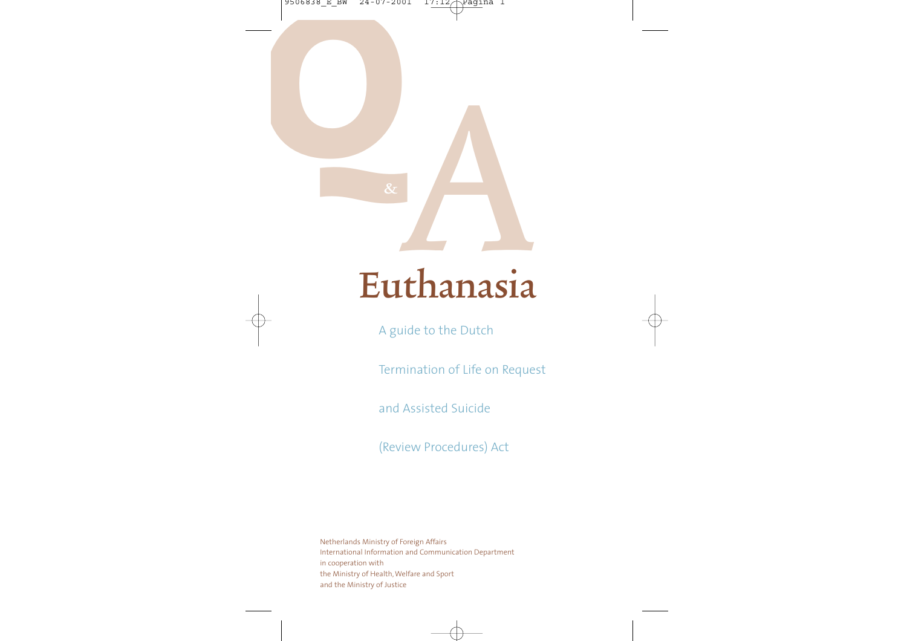Q & A

# Euthanasia

A guide to the Dutch Termination of Life on Request and Assisted Suicide (Review Procedures) Act

Netherlands Ministry of Foreign Affairs
International Information and Communication Department
in cooperation with
the Ministry of Health, Welfare and Sport
and the Ministry of Justice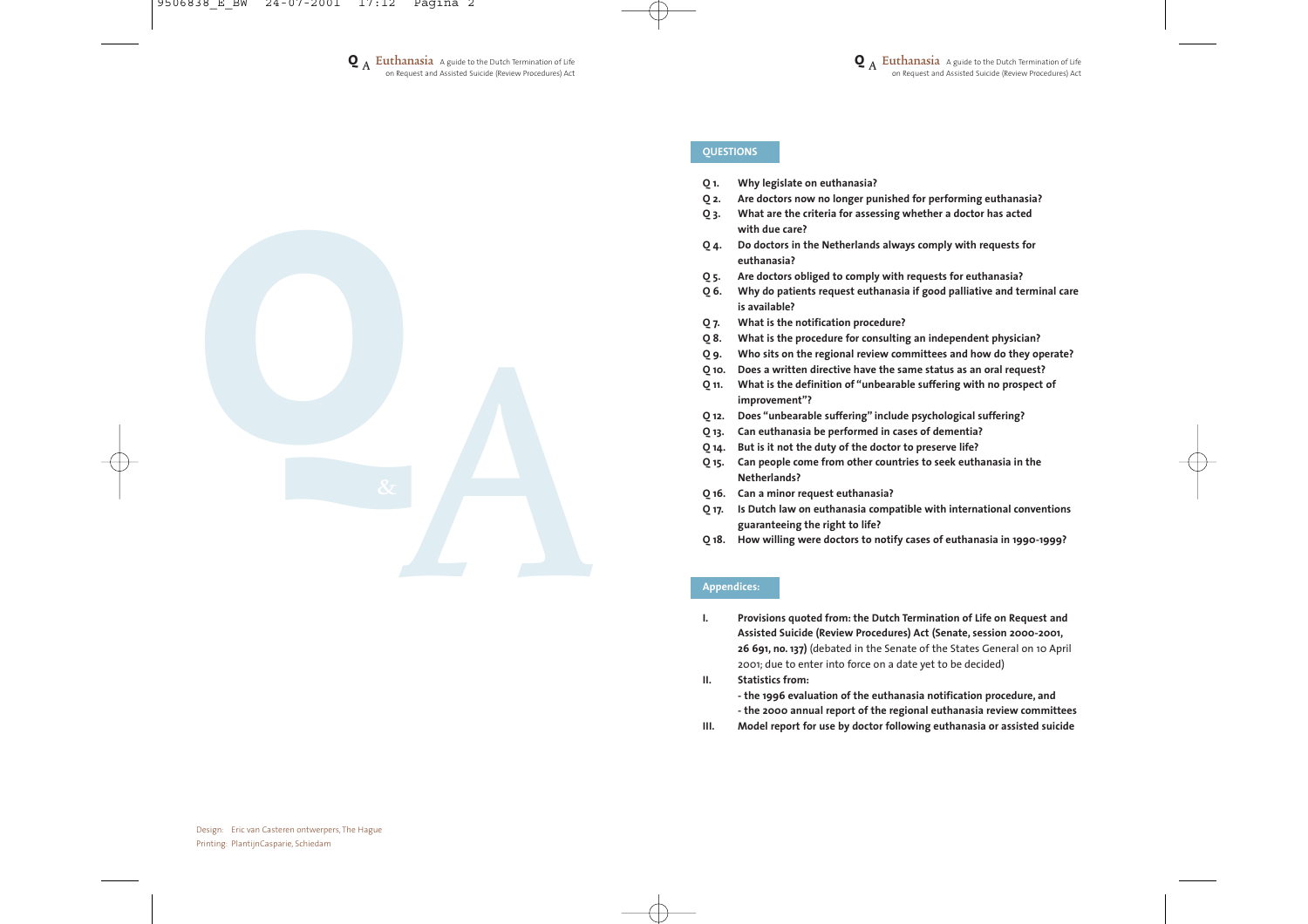## QUESTIONS

- **Q 1. Why legislate on euthanasia?**
- **Q 2. Are doctors now no longer punished for performing euthanasia?**
- **Q 3. What are the criteria for assessing whether a doctor has acted with due care?**
- **Q 4. Do doctors in the Netherlands always comply with requests for euthanasia?**
- **Q 5. Are doctors obliged to comply with requests for euthanasia?**
- **Q 6. Why do patients request euthanasia if good palliative and terminal care is available?**
- **Q 7. What is the notification procedure?**
- **Q 8. What is the procedure for consulting an independent physician?**
- **Q 9. Who sits on the regional review committees and how do they operate?**
- **Q 10. Does a written directive have the same status as an oral request?**
- **Q 11. What is the definition of "unbearable suffering with no prospect of improvement"?**
- **Q 12. Does "unbearable suffering" include psychological suffering?**
- **Q 13. Can euthanasia be performed in cases of dementia?**
- **Q 14. But is it not the duty of the doctor to preserve life?**
- **Q 15. Can people come from other countries to seek euthanasia in the Netherlands?**
- **Q 16. Can a minor request euthanasia?**
- **Q 17. Is Dutch law on euthanasia compatible with international conventions guaranteeing the right to life?**
- **Q 18. How willing were doctors to notify cases of euthanasia in 1990-1999?**

## Appendices:

- **I. Provisions quoted from: the Dutch Termination of Life on Request and Assisted Suicide (Review Procedures) Act (Senate, session 2000-2001, 26 691, no. 137)** (debated in the Senate of the States General on 10 April 2001; due to enter into force on a date yet to be decided)
- **II. Statistics from:**
  - **the 1996 evaluation of the euthanasia notification procedure, and**
  - **the 2000 annual report of the regional euthanasia review committees**
- **III. Model report for use by doctor following euthanasia or assisted suicide**

Design: Eric van Casteren ontwerpers, The Hague
Printing: PlantijnCasparie, Schiedam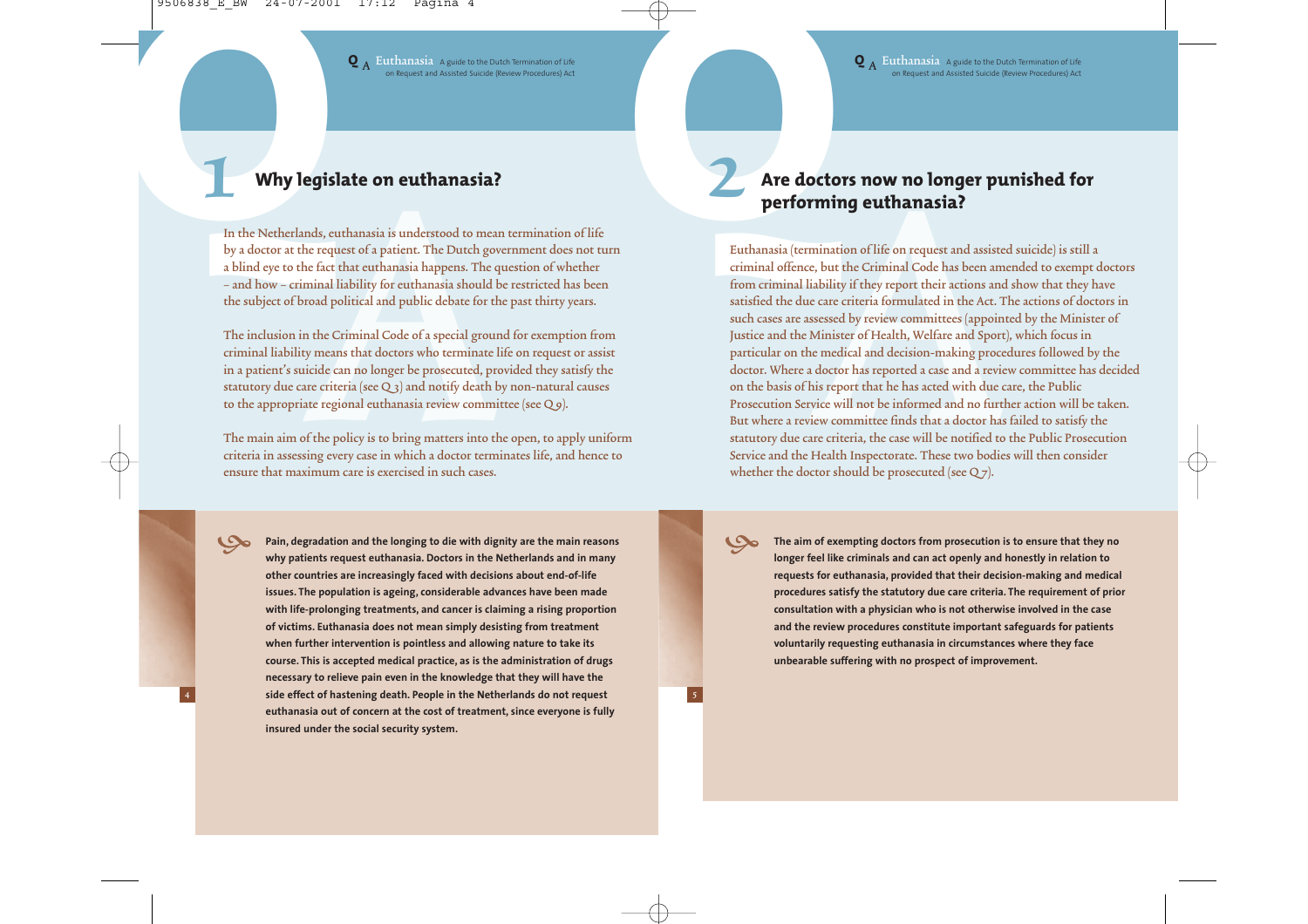## 1 Why legislate on euthanasia?

In the Netherlands, euthanasia is understood to mean termination of life by a doctor at the request of a patient. The Dutch government does not turn a blind eye to the fact that euthanasia happens. The question of whether – and how – criminal liability for euthanasia should be restricted has been the subject of broad political and public debate for the past thirty years.

The inclusion in the Criminal Code of a special ground for exemption from criminal liability means that doctors who terminate life on request or assist in a patient's suicide can no longer be prosecuted, provided they satisfy the statutory due care criteria (see Q 3) and notify death by non-natural causes to the appropriate regional euthanasia review committee (see Q 9).

The main aim of the policy is to bring matters into the open, to apply uniform criteria in assessing every case in which a doctor terminates life, and hence to ensure that maximum care is exercised in such cases.

**Pain, degradation and the longing to die with dignity are the main reasons why patients request euthanasia. Doctors in the Netherlands and in many other countries are increasingly faced with decisions about end-of-life issues. The population is ageing, considerable advances have been made with life-prolonging treatments, and cancer is claiming a rising proportion of victims. Euthanasia does not mean simply desisting from treatment when further intervention is pointless and allowing nature to take its course. This is accepted medical practice, as is the administration of drugs necessary to relieve pain even in the knowledge that they will have the side effect of hastening death. People in the Netherlands do not request euthanasia out of concern at the cost of treatment, since everyone is fully insured under the social security system.**

## 2 Are doctors now no longer punished for performing euthanasia?

Euthanasia (termination of life on request and assisted suicide) is still a criminal offence, but the Criminal Code has been amended to exempt doctors from criminal liability if they report their actions and show that they have satisfied the due care criteria formulated in the Act. The actions of doctors in such cases are assessed by review committees (appointed by the Minister of Justice and the Minister of Health, Welfare and Sport), which focus in particular on the medical and decision-making procedures followed by the doctor. Where a doctor has reported a case and a review committee has decided on the basis of his report that he has acted with due care, the Public Prosecution Service will not be informed and no further action will be taken. But where a review committee finds that a doctor has failed to satisfy the statutory due care criteria, the case will be notified to the Public Prosecution Service and the Health Inspectorate. These two bodies will then consider whether the doctor should be prosecuted (see Q 7).

**The aim of exempting doctors from prosecution is to ensure that they no longer feel like criminals and can act openly and honestly in relation to requests for euthanasia, provided that their decision-making and medical procedures satisfy the statutory due care criteria. The requirement of prior consultation with a physician who is not otherwise involved in the case and the review procedures constitute important safeguards for patients voluntarily requesting euthanasia in circumstances where they face unbearable suffering with no prospect of improvement.**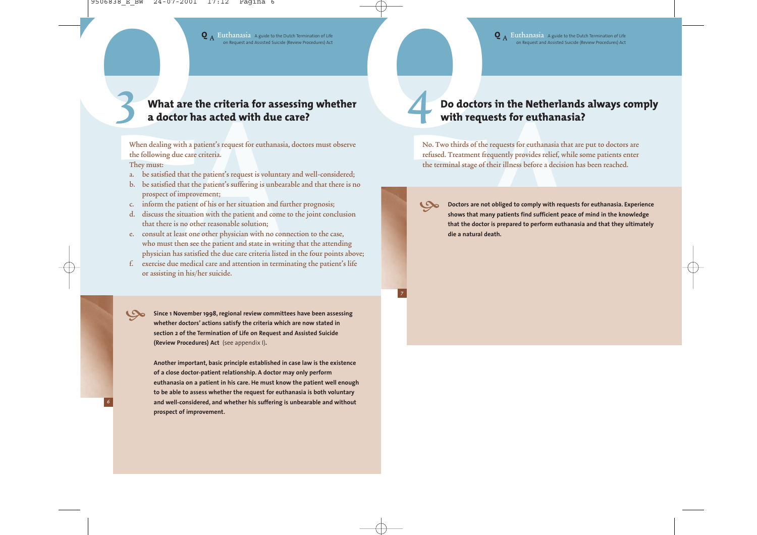## 3 What are the criteria for assessing whether a doctor has acted with due care?

When dealing with a patient's request for euthanasia, doctors must observe the following due care criteria.
They must:

a. be satisfied that the patient's request is voluntary and well-considered;
b. be satisfied that the patient's suffering is unbearable and that there is no prospect of improvement;
c. inform the patient of his or her situation and further prognosis;
d. discuss the situation with the patient and come to the joint conclusion that there is no other reasonable solution;
e. consult at least one other physician with no connection to the case, who must then see the patient and state in writing that the attending physician has satisfied the due care criteria listed in the four points above;
f. exercise due medical care and attention in terminating the patient's life or assisting in his/her suicide.

**Since 1 November 1998, regional review committees have been assessing whether doctors' actions satisfy the criteria which are now stated in section 2 of the Termination of Life on Request and Assisted Suicide (Review Procedures) Act** (see appendix I)**.**

**Another important, basic principle established in case law is the existence of a close doctor-patient relationship. A doctor may only perform euthanasia on a patient in his care. He must know the patient well enough to be able to assess whether the request for euthanasia is both voluntary and well-considered, and whether his suffering is unbearable and without prospect of improvement.**

## 4 Do doctors in the Netherlands always comply with requests for euthanasia?

No. Two thirds of the requests for euthanasia that are put to doctors are refused. Treatment frequently provides relief, while some patients enter the terminal stage of their illness before a decision has been reached.

**Doctors are not obliged to comply with requests for euthanasia. Experience shows that many patients find sufficient peace of mind in the knowledge that the doctor is prepared to perform euthanasia and that they ultimately die a natural death.**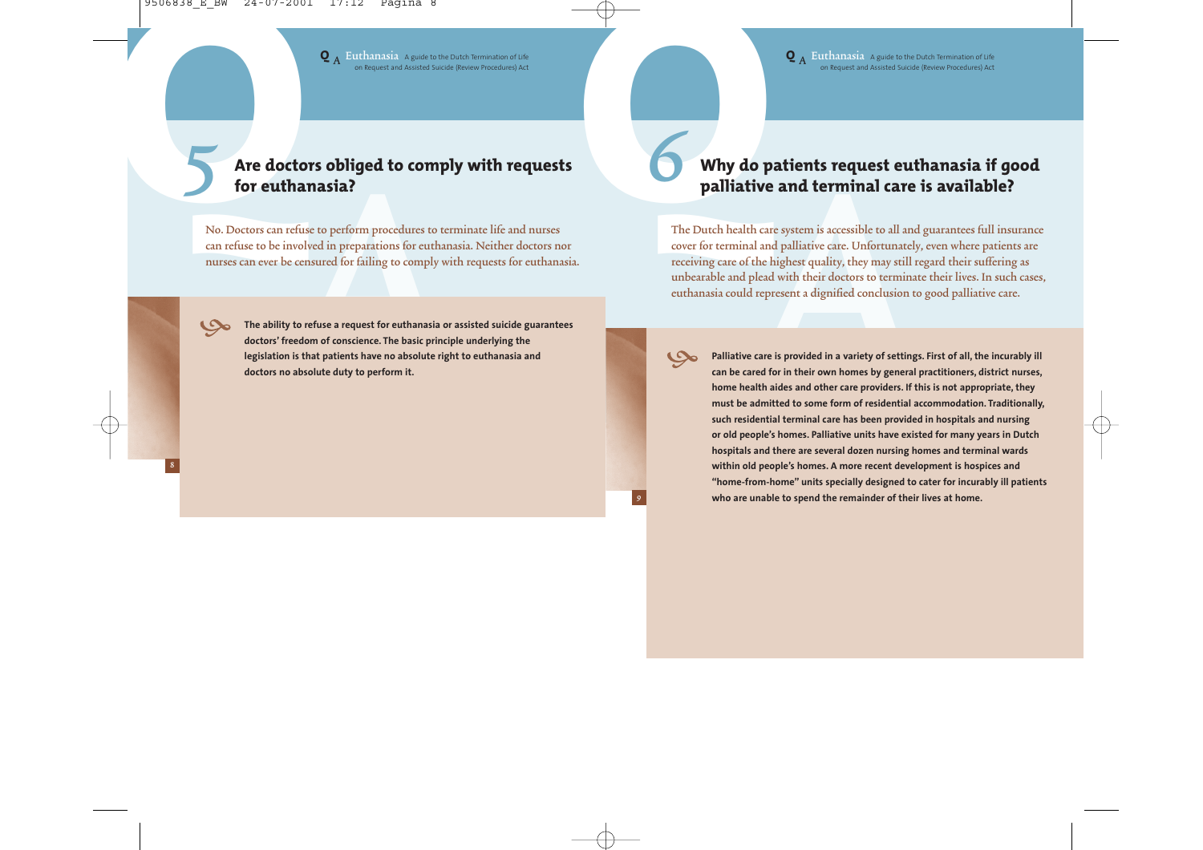## 5 Are doctors obliged to comply with requests for euthanasia?

No. Doctors can refuse to perform procedures to terminate life and nurses can refuse to be involved in preparations for euthanasia. Neither doctors nor nurses can ever be censured for failing to comply with requests for euthanasia.

**The ability to refuse a request for euthanasia or assisted suicide guarantees doctors' freedom of conscience. The basic principle underlying the legislation is that patients have no absolute right to euthanasia and doctors no absolute duty to perform it.**

## 6 Why do patients request euthanasia if good palliative and terminal care is available?

The Dutch health care system is accessible to all and guarantees full insurance cover for terminal and palliative care. Unfortunately, even where patients are receiving care of the highest quality, they may still regard their suffering as unbearable and plead with their doctors to terminate their lives. In such cases, euthanasia could represent a dignified conclusion to good palliative care.

**Palliative care is provided in a variety of settings. First of all, the incurably ill can be cared for in their own homes by general practitioners, district nurses, home health aides and other care providers. If this is not appropriate, they must be admitted to some form of residential accommodation. Traditionally, such residential terminal care has been provided in hospitals and nursing or old people's homes. Palliative units have existed for many years in Dutch hospitals and there are several dozen nursing homes and terminal wards within old people's homes. A more recent development is hospices and "home-from-home" units specially designed to cater for incurably ill patients who are unable to spend the remainder of their lives at home.**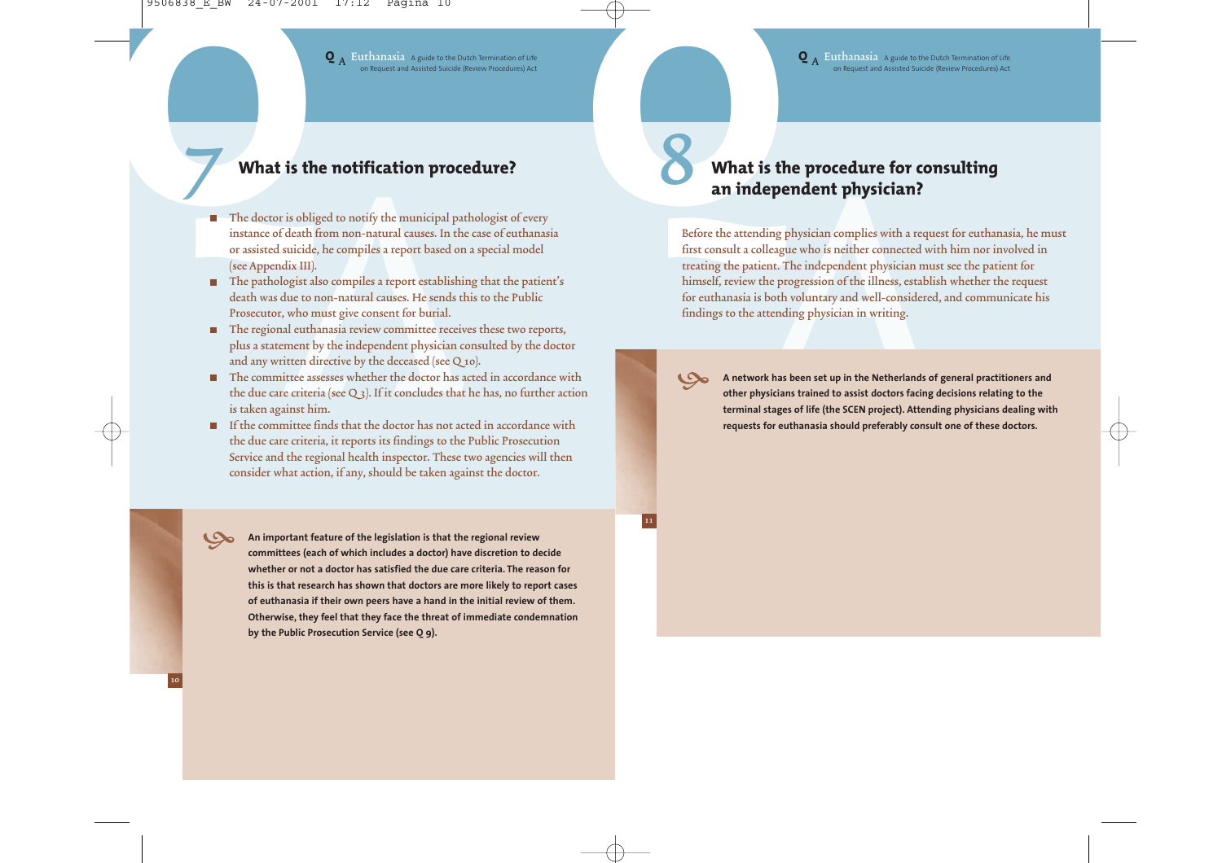## 7 What is the notification procedure?

- The doctor is obliged to notify the municipal pathologist of every instance of death from non-natural causes. In the case of euthanasia or assisted suicide, he compiles a report based on a special model (see Appendix III).
- The pathologist also compiles a report establishing that the patient's death was due to non-natural causes. He sends this to the Public Prosecutor, who must give consent for burial.
- The regional euthanasia review committee receives these two reports, plus a statement by the independent physician consulted by the doctor and any written directive by the deceased (see Q 10).
- The committee assesses whether the doctor has acted in accordance with the due care criteria (see Q 3). If it concludes that he has, no further action is taken against him.
- If the committee finds that the doctor has not acted in accordance with the due care criteria, it reports its findings to the Public Prosecution Service and the regional health inspector. These two agencies will then consider what action, if any, should be taken against the doctor.

**An important feature of the legislation is that the regional review committees (each of which includes a doctor) have discretion to decide whether or not a doctor has satisfied the due care criteria. The reason for this is that research has shown that doctors are more likely to report cases of euthanasia if their own peers have a hand in the initial review of them. Otherwise, they feel that they face the threat of immediate condemnation by the Public Prosecution Service (see Q 9).**

## 8 What is the procedure for consulting an independent physician?

Before the attending physician complies with a request for euthanasia, he must first consult a colleague who is neither connected with him nor involved in treating the patient. The independent physician must see the patient for himself, review the progression of the illness, establish whether the request for euthanasia is both voluntary and well-considered, and communicate his findings to the attending physician in writing.

**A network has been set up in the Netherlands of general practitioners and other physicians trained to assist doctors facing decisions relating to the terminal stages of life (the SCEN project). Attending physicians dealing with requests for euthanasia should preferably consult one of these doctors.**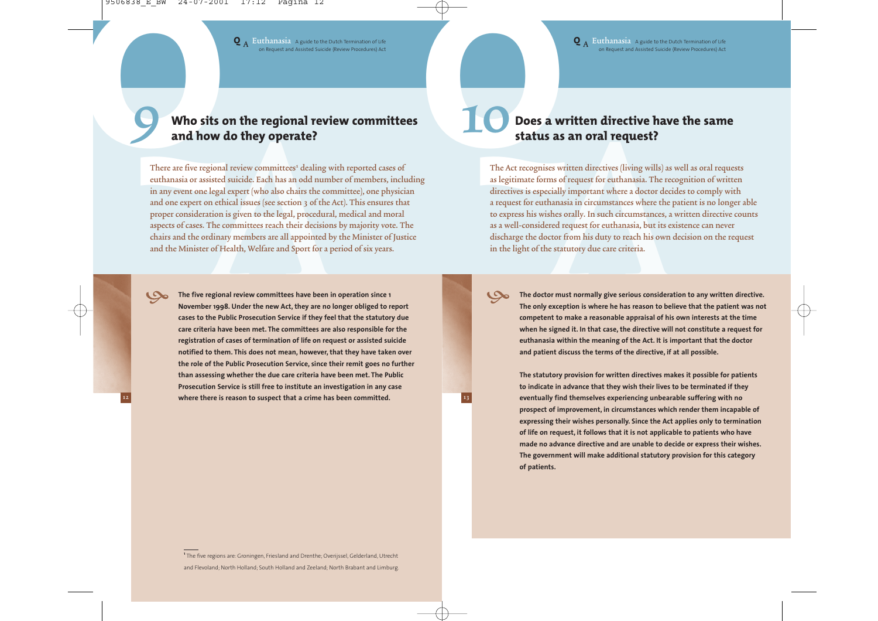## 9 Who sits on the regional review committees and how do they operate?

There are five regional review committees[1] dealing with reported cases of euthanasia or assisted suicide. Each has an odd number of members, including in any event one legal expert (who also chairs the committee), one physician and one expert on ethical issues (see section 3 of the Act). This ensures that proper consideration is given to the legal, procedural, medical and moral aspects of cases. The committees reach their decisions by majority vote. The chairs and the ordinary members are all appointed by the Minister of Justice and the Minister of Health, Welfare and Sport for a period of six years.

**The five regional review committees have been in operation since 1 November 1998. Under the new Act, they are no longer obliged to report cases to the Public Prosecution Service if they feel that the statutory due care criteria have been met. The committees are also responsible for the registration of cases of termination of life on request or assisted suicide notified to them. This does not mean, however, that they have taken over the role of the Public Prosecution Service, since their remit goes no further than assessing whether the due care criteria have been met. The Public Prosecution Service is still free to institute an investigation in any case where there is reason to suspect that a crime has been committed.**

[1] The five regions are: Groningen, Friesland and Drenthe; Overijssel, Gelderland, Utrecht and Flevoland; North Holland; South Holland and Zeeland; North Brabant and Limburg.

## 10 Does a written directive have the same status as an oral request?

The Act recognises written directives (living wills) as well as oral requests as legitimate forms of request for euthanasia. The recognition of written directives is especially important where a doctor decides to comply with a request for euthanasia in circumstances where the patient is no longer able to express his wishes orally. In such circumstances, a written directive counts as a well-considered request for euthanasia, but its existence can never discharge the doctor from his duty to reach his own decision on the request in the light of the statutory due care criteria.

**The doctor must normally give serious consideration to any written directive. The only exception is where he has reason to believe that the patient was not competent to make a reasonable appraisal of his own interests at the time when he signed it. In that case, the directive will not constitute a request for euthanasia within the meaning of the Act. It is important that the doctor and patient discuss the terms of the directive, if at all possible.**

**The statutory provision for written directives makes it possible for patients to indicate in advance that they wish their lives to be terminated if they eventually find themselves experiencing unbearable suffering with no prospect of improvement, in circumstances which render them incapable of expressing their wishes personally. Since the Act applies only to termination of life on request, it follows that it is not applicable to patients who have made no advance directive and are unable to decide or express their wishes. The government will make additional statutory provision for this category of patients.**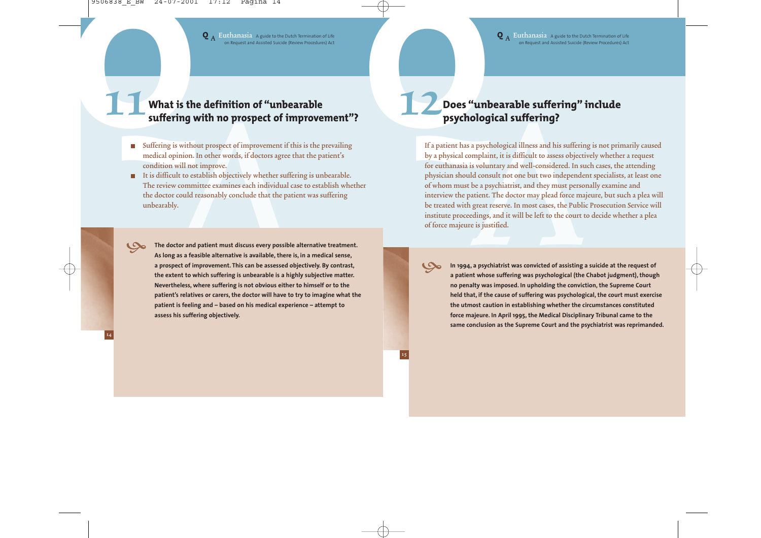## 11 What is the definition of "unbearable suffering with no prospect of improvement"?

- Suffering is without prospect of improvement if this is the prevailing medical opinion. In other words, if doctors agree that the patient's condition will not improve.
- It is difficult to establish objectively whether suffering is unbearable. The review committee examines each individual case to establish whether the doctor could reasonably conclude that the patient was suffering unbearably.

**The doctor and patient must discuss every possible alternative treatment. As long as a feasible alternative is available, there is, in a medical sense, a prospect of improvement. This can be assessed objectively. By contrast, the extent to which suffering is unbearable is a highly subjective matter. Nevertheless, where suffering is not obvious either to himself or to the patient's relatives or carers, the doctor will have to try to imagine what the patient is feeling and – based on his medical experience – attempt to assess his suffering objectively.**

## 12 Does "unbearable suffering" include psychological suffering?

If a patient has a psychological illness and his suffering is not primarily caused by a physical complaint, it is difficult to assess objectively whether a request for euthanasia is voluntary and well-considered. In such cases, the attending physician should consult not one but two independent specialists, at least one of whom must be a psychiatrist, and they must personally examine and interview the patient. The doctor may plead force majeure, but such a plea will be treated with great reserve. In most cases, the Public Prosecution Service will institute proceedings, and it will be left to the court to decide whether a plea of force majeure is justified.

**In 1994, a psychiatrist was convicted of assisting a suicide at the request of a patient whose suffering was psychological (the Chabot judgment), though no penalty was imposed. In upholding the conviction, the Supreme Court held that, if the cause of suffering was psychological, the court must exercise the utmost caution in establishing whether the circumstances constituted force majeure. In April 1995, the Medical Disciplinary Tribunal came to the same conclusion as the Supreme Court and the psychiatrist was reprimanded.**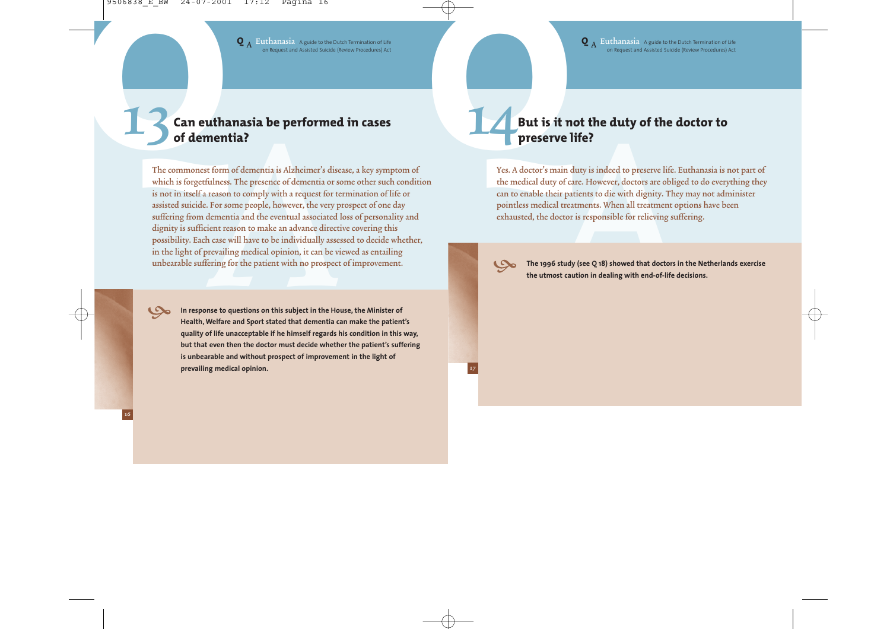## 13 Can euthanasia be performed in cases of dementia?

The commonest form of dementia is Alzheimer's disease, a key symptom of which is forgetfulness. The presence of dementia or some other such condition is not in itself a reason to comply with a request for termination of life or assisted suicide. For some people, however, the very prospect of one day suffering from dementia and the eventual associated loss of personality and dignity is sufficient reason to make an advance directive covering this possibility. Each case will have to be individually assessed to decide whether, in the light of prevailing medical opinion, it can be viewed as entailing unbearable suffering for the patient with no prospect of improvement.

**In response to questions on this subject in the House, the Minister of Health, Welfare and Sport stated that dementia can make the patient's quality of life unacceptable if he himself regards his condition in this way, but that even then the doctor must decide whether the patient's suffering is unbearable and without prospect of improvement in the light of prevailing medical opinion.**

## 14 But is it not the duty of the doctor to preserve life?

Yes. A doctor's main duty is indeed to preserve life. Euthanasia is not part of the medical duty of care. However, doctors are obliged to do everything they can to enable their patients to die with dignity. They may not administer pointless medical treatments. When all treatment options have been exhausted, the doctor is responsible for relieving suffering.

**The 1996 study (see Q 18) showed that doctors in the Netherlands exercise the utmost caution in dealing with end-of-life decisions.**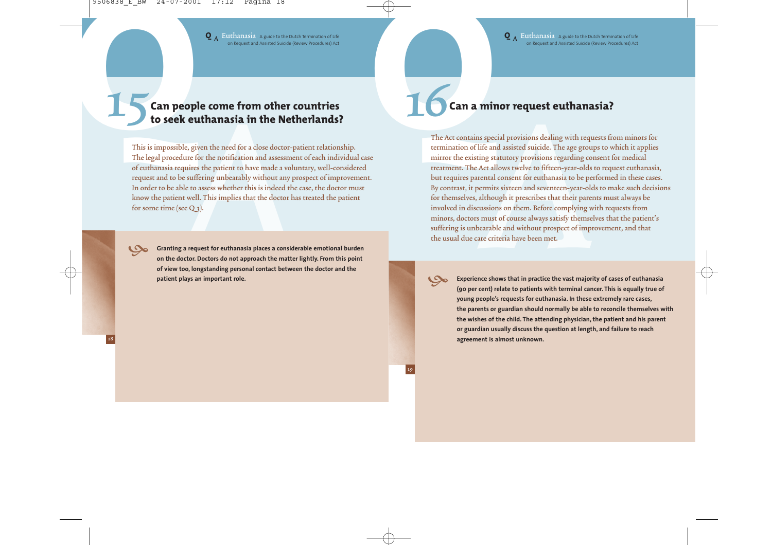## 15 Can people come from other countries to seek euthanasia in the Netherlands?

This is impossible, given the need for a close doctor-patient relationship. The legal procedure for the notification and assessment of each individual case of euthanasia requires the patient to have made a voluntary, well-considered request and to be suffering unbearably without any prospect of improvement. In order to be able to assess whether this is indeed the case, the doctor must know the patient well. This implies that the doctor has treated the patient for some time (see Q 3).

**Granting a request for euthanasia places a considerable emotional burden on the doctor. Doctors do not approach the matter lightly. From this point of view too, longstanding personal contact between the doctor and the patient plays an important role.**

## 16 Can a minor request euthanasia?

The Act contains special provisions dealing with requests from minors for termination of life and assisted suicide. The age groups to which it applies mirror the existing statutory provisions regarding consent for medical treatment. The Act allows twelve to fifteen-year-olds to request euthanasia, but requires parental consent for euthanasia to be performed in these cases. By contrast, it permits sixteen and seventeen-year-olds to make such decisions for themselves, although it prescribes that their parents must always be involved in discussions on them. Before complying with requests from minors, doctors must of course always satisfy themselves that the patient's suffering is unbearable and without prospect of improvement, and that the usual due care criteria have been met.

**Experience shows that in practice the vast majority of cases of euthanasia (90 per cent) relate to patients with terminal cancer. This is equally true of young people's requests for euthanasia. In these extremely rare cases, the parents or guardian should normally be able to reconcile themselves with the wishes of the child. The attending physician, the patient and his parent or guardian usually discuss the question at length, and failure to reach agreement is almost unknown.**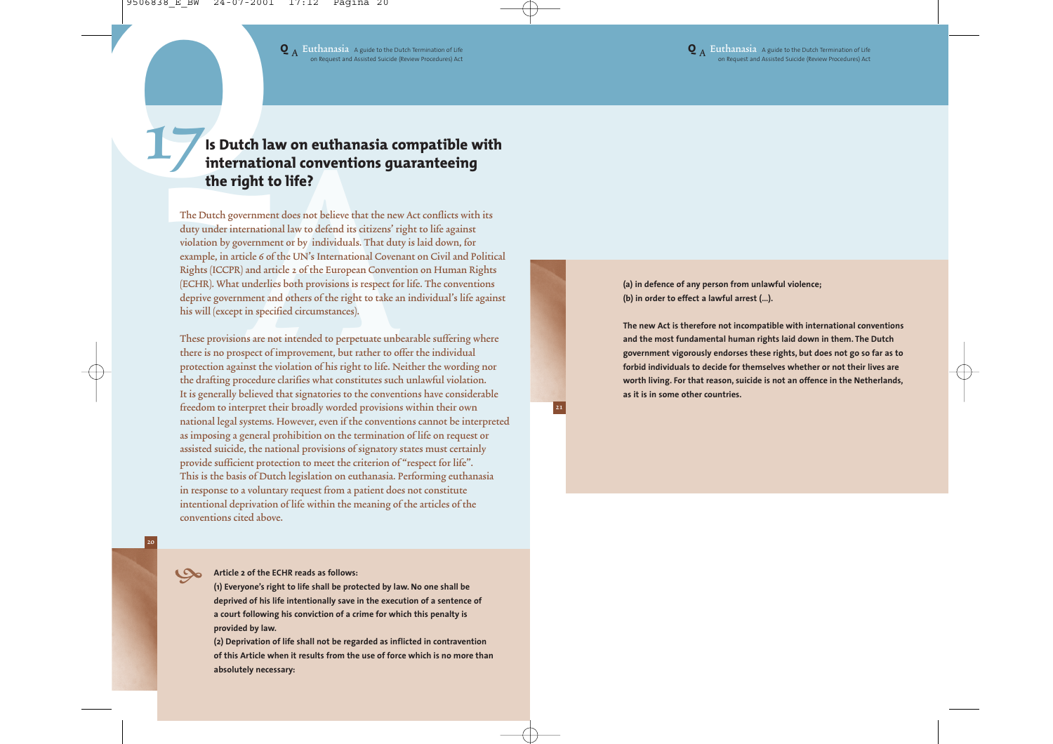## 17 Is Dutch law on euthanasia compatible with international conventions guaranteeing the right to life?

The Dutch government does not believe that the new Act conflicts with its duty under international law to defend its citizens' right to life against violation by government or by individuals. That duty is laid down, for example, in article 6 of the UN's International Covenant on Civil and Political Rights (ICCPR) and article 2 of the European Convention on Human Rights (ECHR). What underlies both provisions is respect for life. The conventions deprive government and others of the right to take an individual's life against his will (except in specified circumstances).

These provisions are not intended to perpetuate unbearable suffering where there is no prospect of improvement, but rather to offer the individual protection against the violation of his right to life. Neither the wording nor the drafting procedure clarifies what constitutes such unlawful violation. It is generally believed that signatories to the conventions have considerable freedom to interpret their broadly worded provisions within their own national legal systems. However, even if the conventions cannot be interpreted as imposing a general prohibition on the termination of life on request or assisted suicide, the national provisions of signatory states must certainly provide sufficient protection to meet the criterion of "respect for life". This is the basis of Dutch legislation on euthanasia. Performing euthanasia in response to a voluntary request from a patient does not constitute intentional deprivation of life within the meaning of the articles of the conventions cited above.

**Article 2 of the ECHR reads as follows:**
**(1) Everyone's right to life shall be protected by law. No one shall be deprived of his life intentionally save in the execution of a sentence of a court following his conviction of a crime for which this penalty is provided by law.**
**(2) Deprivation of life shall not be regarded as inflicted in contravention of this Article when it results from the use of force which is no more than absolutely necessary:**
**(a) in defence of any person from unlawful violence;**
**(b) in order to effect a lawful arrest (...).**

**The new Act is therefore not incompatible with international conventions and the most fundamental human rights laid down in them. The Dutch government vigorously endorses these rights, but does not go so far as to forbid individuals to decide for themselves whether or not their lives are worth living. For that reason, suicide is not an offence in the Netherlands, as it is in some other countries.**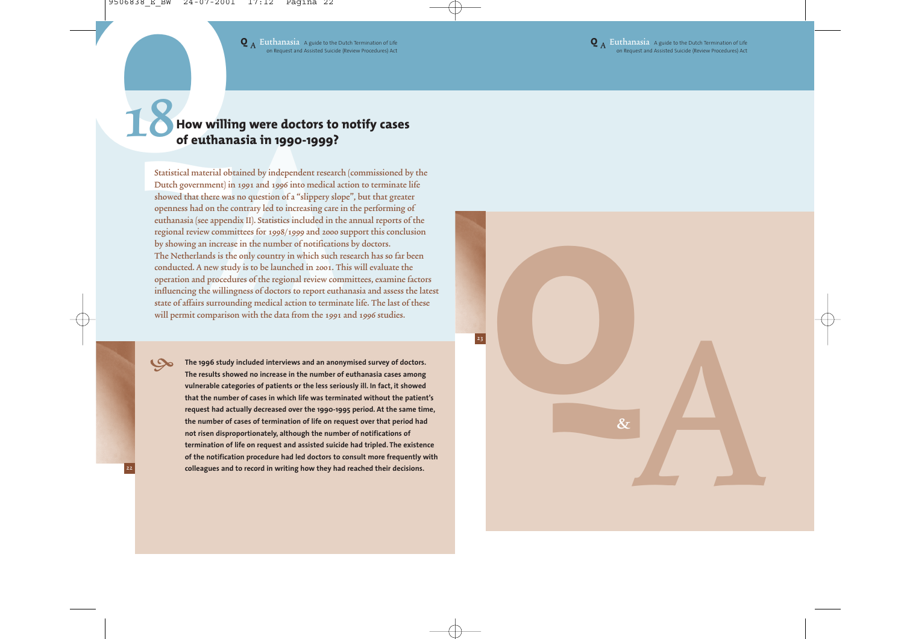## 18 How willing were doctors to notify cases of euthanasia in 1990-1999?

Statistical material obtained by independent research (commissioned by the Dutch government) in 1991 and 1996 into medical action to terminate life showed that there was no question of a "slippery slope", but that greater openness had on the contrary led to increasing care in the performing of euthanasia (see appendix II). Statistics included in the annual reports of the regional review committees for 1998/1999 and 2000 support this conclusion by showing an increase in the number of notifications by doctors.
The Netherlands is the only country in which such research has so far been conducted. A new study is to be launched in 2001. This will evaluate the operation and procedures of the regional review committees, examine factors influencing the willingness of doctors to report euthanasia and assess the latest state of affairs surrounding medical action to terminate life. The last of these will permit comparison with the data from the 1991 and 1996 studies.

**The 1996 study included interviews and an anonymised survey of doctors. The results showed no increase in the number of euthanasia cases among vulnerable categories of patients or the less seriously ill. In fact, it showed that the number of cases in which life was terminated without the patient's request had actually decreased over the 1990-1995 period. At the same time, the number of cases of termination of life on request over that period had not risen disproportionately, although the number of notifications of termination of life on request and assisted suicide had tripled. The existence of the notification procedure had led doctors to consult more frequently with colleagues and to record in writing how they had reached their decisions.**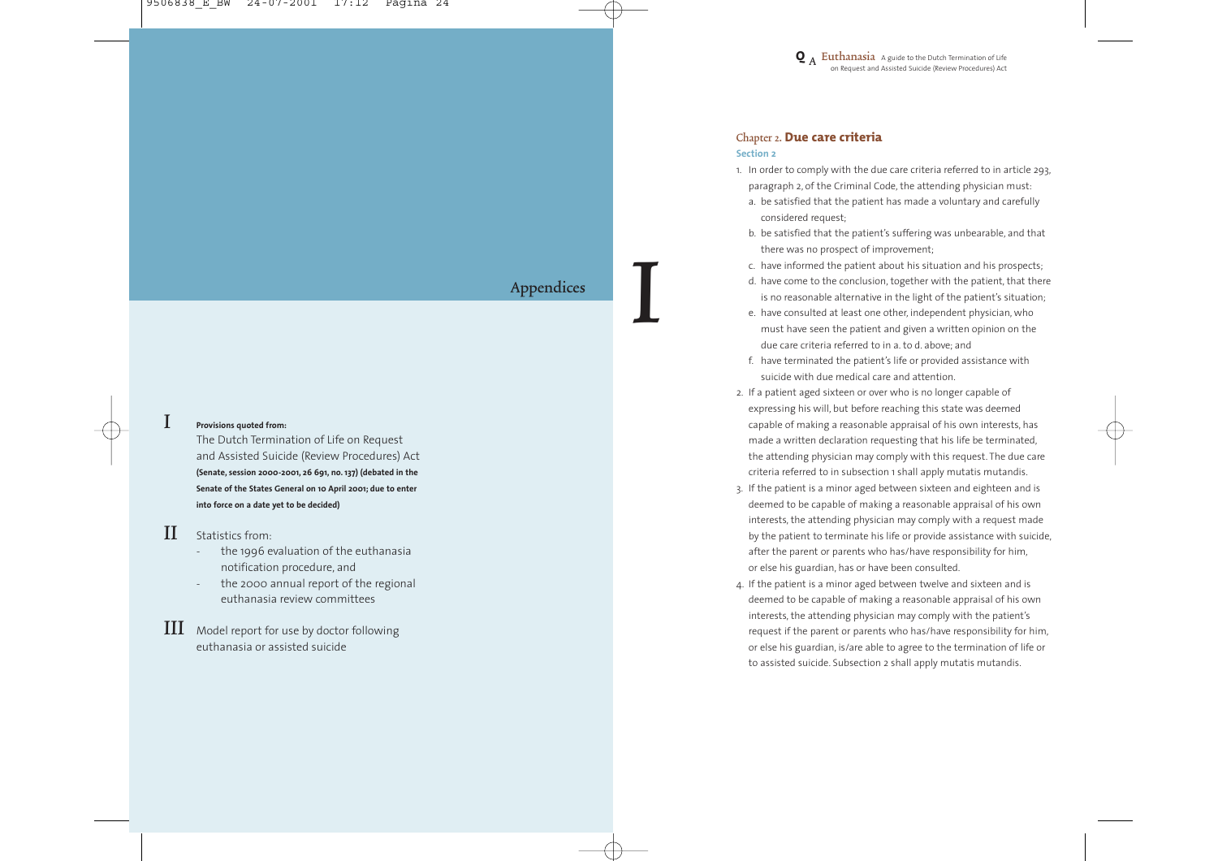## Appendices

**I** **Provisions quoted from:**
The Dutch Termination of Life on Request and Assisted Suicide (Review Procedures) Act
**(Senate, session 2000-2001, 26 691, no. 137) (debated in the Senate of the States General on 10 April 2001; due to enter into force on a date yet to be decided)**

**II** Statistics from:
- the 1996 evaluation of the euthanasia notification procedure, and
- the 2000 annual report of the regional euthanasia review committees

**III** Model report for use by doctor following euthanasia or assisted suicide

# I

## Chapter 2. **Due care criteria**

### Section 2

1. In order to comply with the due care criteria referred to in article 293, paragraph 2, of the Criminal Code, the attending physician must:
   a. be satisfied that the patient has made a voluntary and carefully considered request;
   b. be satisfied that the patient's suffering was unbearable, and that there was no prospect of improvement;
   c. have informed the patient about his situation and his prospects;
   d. have come to the conclusion, together with the patient, that there is no reasonable alternative in the light of the patient's situation;
   e. have consulted at least one other, independent physician, who must have seen the patient and given a written opinion on the due care criteria referred to in a. to d. above; and
   f. have terminated the patient's life or provided assistance with suicide with due medical care and attention.
2. If a patient aged sixteen or over who is no longer capable of expressing his will, but before reaching this state was deemed capable of making a reasonable appraisal of his own interests, has made a written declaration requesting that his life be terminated, the attending physician may comply with this request. The due care criteria referred to in subsection 1 shall apply mutatis mutandis.
3. If the patient is a minor aged between sixteen and eighteen and is deemed to be capable of making a reasonable appraisal of his own interests, the attending physician may comply with a request made by the patient to terminate his life or provide assistance with suicide, after the parent or parents who has/have responsibility for him, or else his guardian, has or have been consulted.
4. If the patient is a minor aged between twelve and sixteen and is deemed to be capable of making a reasonable appraisal of his own interests, the attending physician may comply with the patient's request if the parent or parents who has/have responsibility for him, or else his guardian, is/are able to agree to the termination of life or to assisted suicide. Subsection 2 shall apply mutatis mutandis.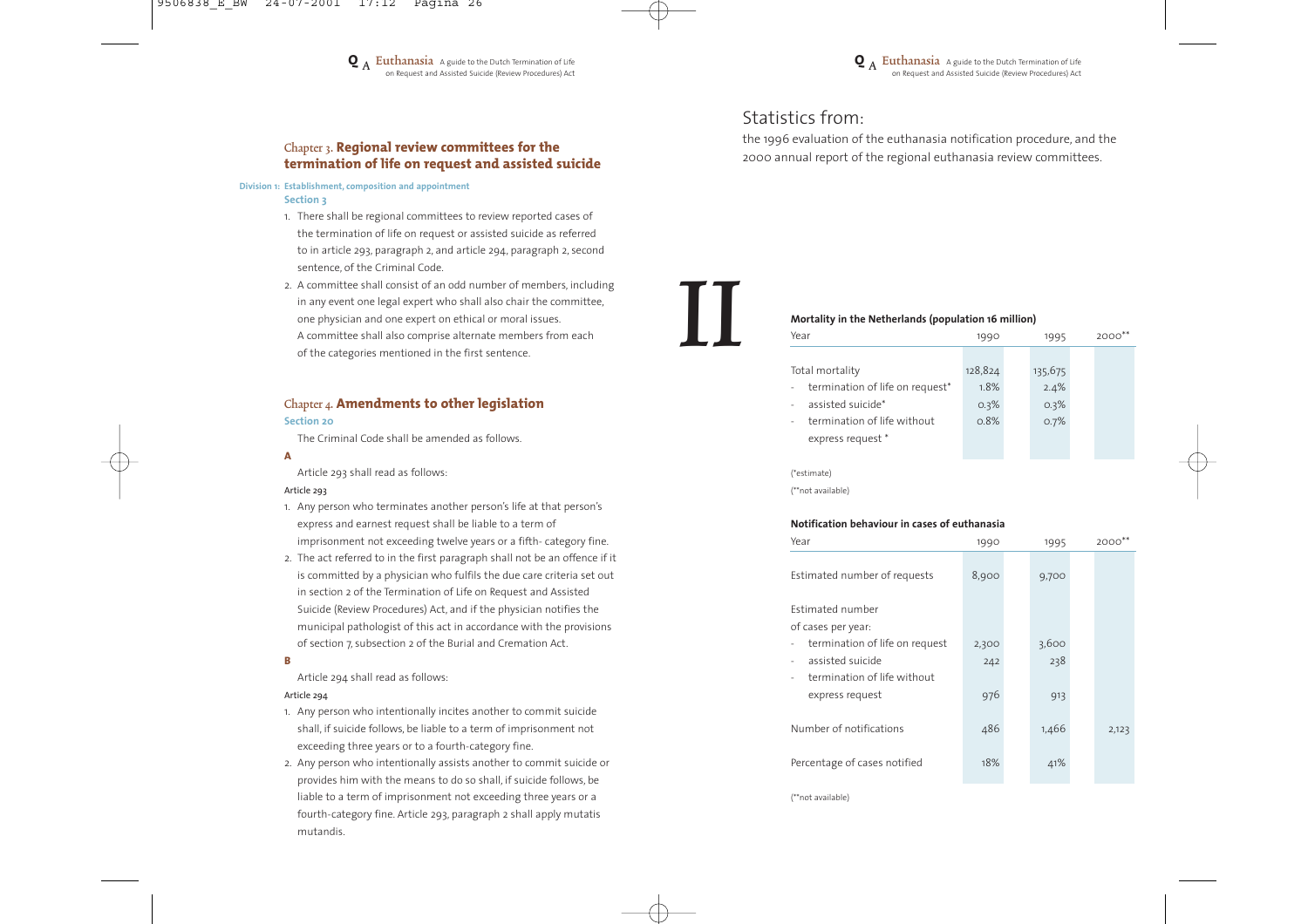## Chapter 3. **Regional review committees for the termination of life on request and assisted suicide**

**Division 1: Establishment, composition and appointment**

**Section 3**

1. There shall be regional committees to review reported cases of the termination of life on request or assisted suicide as referred to in article 293, paragraph 2, and article 294, paragraph 2, second sentence, of the Criminal Code.
2. A committee shall consist of an odd number of members, including in any event one legal expert who shall also chair the committee, one physician and one expert on ethical or moral issues. A committee shall also comprise alternate members from each of the categories mentioned in the first sentence.

## Chapter 4. **Amendments to other legislation**

**Section 20**

The Criminal Code shall be amended as follows.

**A**

Article 293 shall read as follows:

Article 293

1. Any person who terminates another person's life at that person's express and earnest request shall be liable to a term of imprisonment not exceeding twelve years or a fifth- category fine.
2. The act referred to in the first paragraph shall not be an offence if it is committed by a physician who fulfils the due care criteria set out in section 2 of the Termination of Life on Request and Assisted Suicide (Review Procedures) Act, and if the physician notifies the municipal pathologist of this act in accordance with the provisions of section 7, subsection 2 of the Burial and Cremation Act.

**B**

Article 294 shall read as follows:

Article 294

1. Any person who intentionally incites another to commit suicide shall, if suicide follows, be liable to a term of imprisonment not exceeding three years or to a fourth-category fine.
2. Any person who intentionally assists another to commit suicide or provides him with the means to do so shall, if suicide follows, be liable to a term of imprisonment not exceeding three years or a fourth-category fine. Article 293, paragraph 2 shall apply mutatis mutandis.

# II

## Statistics from:

the 1996 evaluation of the euthanasia notification procedure, and the 2000 annual report of the regional euthanasia review committees.

**Mortality in the Netherlands (population 16 million)**

| Year | 1990 | 1995 | 2000** |
|---|---|---|---|
| Total mortality | 128,824 | 135,675 | |
| - termination of life on request* | 1.8% | 2.4% | |
| - assisted suicide* | 0.3% | 0.3% | |
| - termination of life without express request * | 0.8% | 0.7% | |

(*estimate)

(**not available)

**Notification behaviour in cases of euthanasia**

| Year | 1990 | 1995 | 2000** |
|---|---|---|---|
| Estimated number of requests | 8,900 | 9,700 | |
| Estimated number of cases per year: | | | |
| - termination of life on request | 2,300 | 3,600 | |
| - assisted suicide | 242 | 238 | |
| - termination of life without express request | 976 | 913 | |
| Number of notifications | 486 | 1,466 | 2,123 |
| Percentage of cases notified | 18% | 41% | |

(**not available)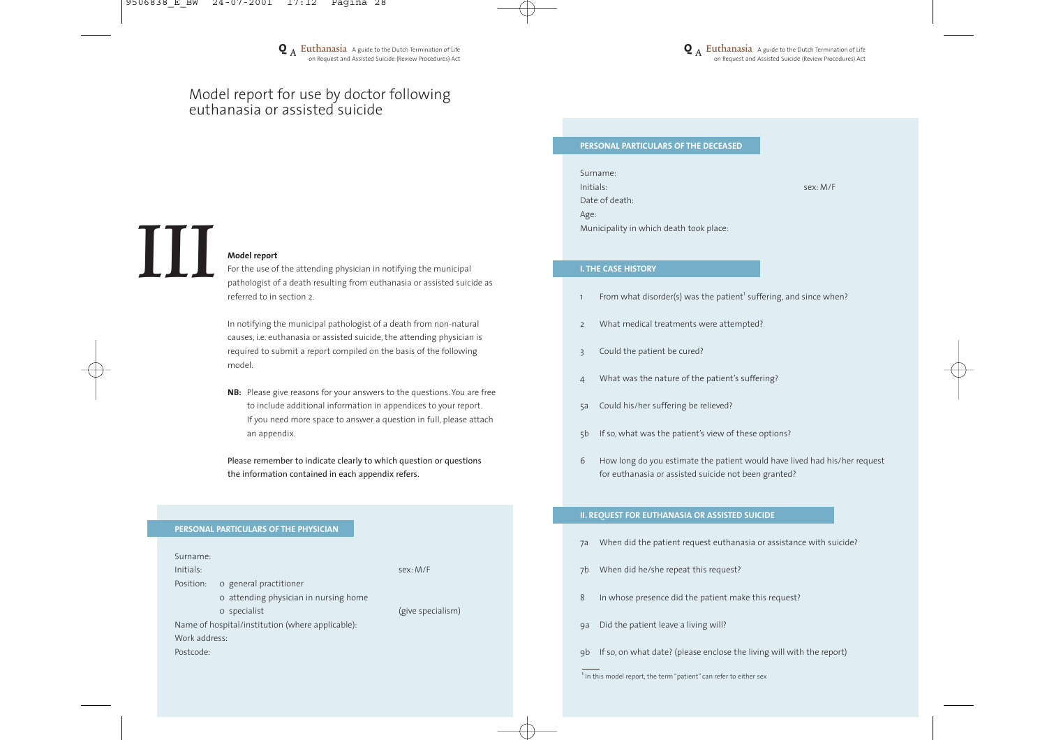# Model report for use by doctor following euthanasia or assisted suicide

## III

**Model report**

For the use of the attending physician in notifying the municipal pathologist of a death resulting from euthanasia or assisted suicide as referred to in section 2.

In notifying the municipal pathologist of a death from non-natural causes, i.e. euthanasia or assisted suicide, the attending physician is required to submit a report compiled on the basis of the following model.

**NB:** Please give reasons for your answers to the questions. You are free to include additional information in appendices to your report. If you need more space to answer a question in full, please attach an appendix.

Please remember to indicate clearly to which question or questions the information contained in each appendix refers.

### PERSONAL PARTICULARS OF THE PHYSICIAN

Surname:

Initials: sex: M/F

Position:
- o general practitioner
- o attending physician in nursing home
- o specialist (give specialism)

Name of hospital/institution (where applicable):

Work address:

Postcode:

### PERSONAL PARTICULARS OF THE DECEASED

Surname:

Initials: sex: M/F

Date of death:

Age:

Municipality in which death took place:

### I. THE CASE HISTORY

1 From what disorder(s) was the patient[1] suffering, and since when?

2 What medical treatments were attempted?

3 Could the patient be cured?

4 What was the nature of the patient's suffering?

5a Could his/her suffering be relieved?

5b If so, what was the patient's view of these options?

6 How long do you estimate the patient would have lived had his/her request for euthanasia or assisted suicide not been granted?

### II. REQUEST FOR EUTHANASIA OR ASSISTED SUICIDE

7a When did the patient request euthanasia or assistance with suicide?

7b When did he/she repeat this request?

8 In whose presence did the patient make this request?

9a Did the patient leave a living will?

9b If so, on what date? (please enclose the living will with the report)

[1] In this model report, the term "patient" can refer to either sex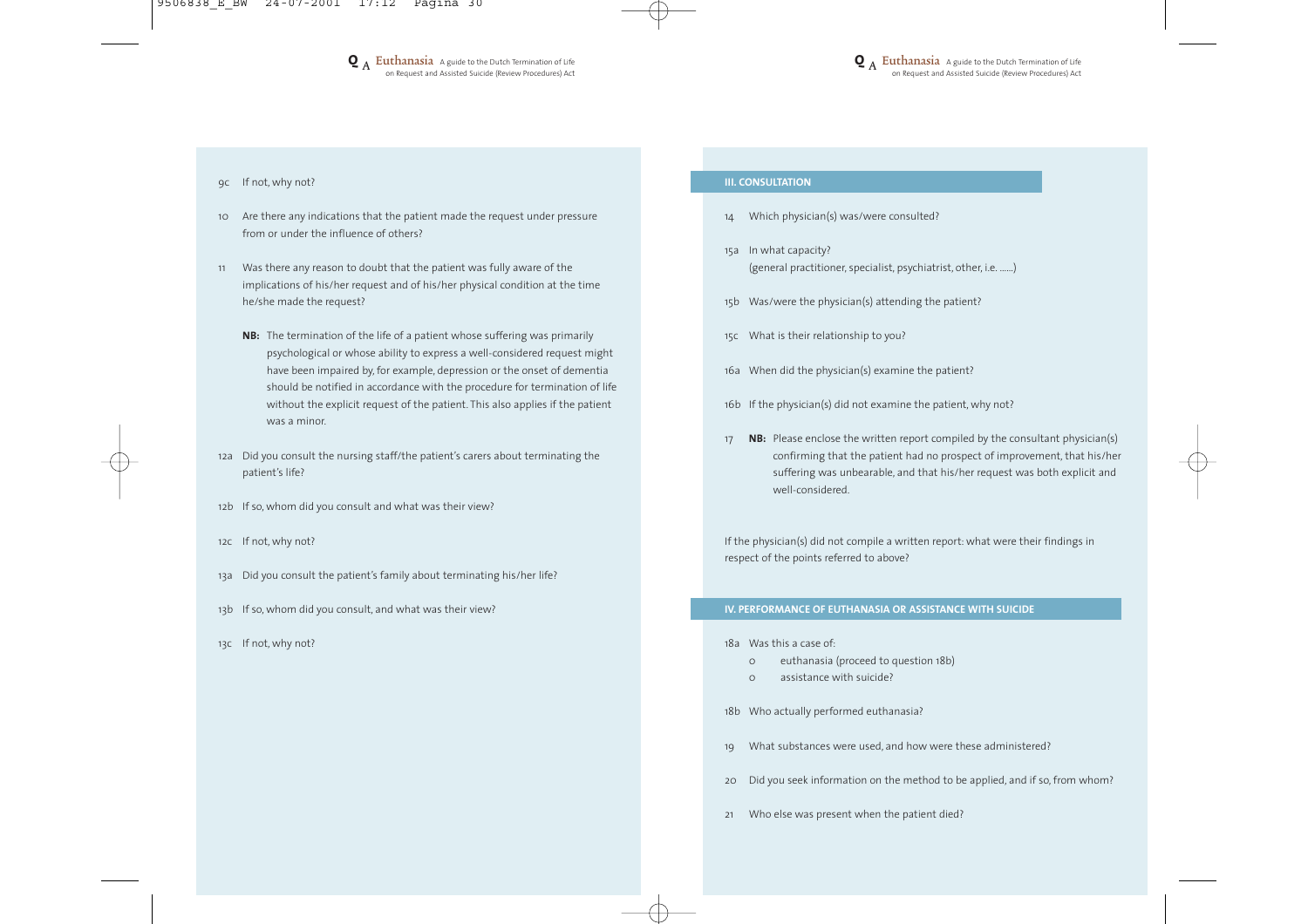9c If not, why not?

10 Are there any indications that the patient made the request under pressure from or under the influence of others?

11 Was there any reason to doubt that the patient was fully aware of the implications of his/her request and of his/her physical condition at the time he/she made the request?

**NB:** The termination of the life of a patient whose suffering was primarily psychological or whose ability to express a well-considered request might have been impaired by, for example, depression or the onset of dementia should be notified in accordance with the procedure for termination of life without the explicit request of the patient. This also applies if the patient was a minor.

12a Did you consult the nursing staff/the patient's carers about terminating the patient's life?

12b If so, whom did you consult and what was their view?

12c If not, why not?

13a Did you consult the patient's family about terminating his/her life?

13b If so, whom did you consult, and what was their view?

13c If not, why not?

## III. CONSULTATION

14 Which physician(s) was/were consulted?

15a In what capacity?
(general practitioner, specialist, psychiatrist, other, i.e. ......)

15b Was/were the physician(s) attending the patient?

15c What is their relationship to you?

16a When did the physician(s) examine the patient?

16b If the physician(s) did not examine the patient, why not?

17 **NB:** Please enclose the written report compiled by the consultant physician(s) confirming that the patient had no prospect of improvement, that his/her suffering was unbearable, and that his/her request was both explicit and well-considered.

If the physician(s) did not compile a written report: what were their findings in respect of the points referred to above?

## IV. PERFORMANCE OF EUTHANASIA OR ASSISTANCE WITH SUICIDE

18a Was this a case of:
- o euthanasia (proceed to question 18b)
- o assistance with suicide?

18b Who actually performed euthanasia?

19 What substances were used, and how were these administered?

20 Did you seek information on the method to be applied, and if so, from whom?

21 Who else was present when the patient died?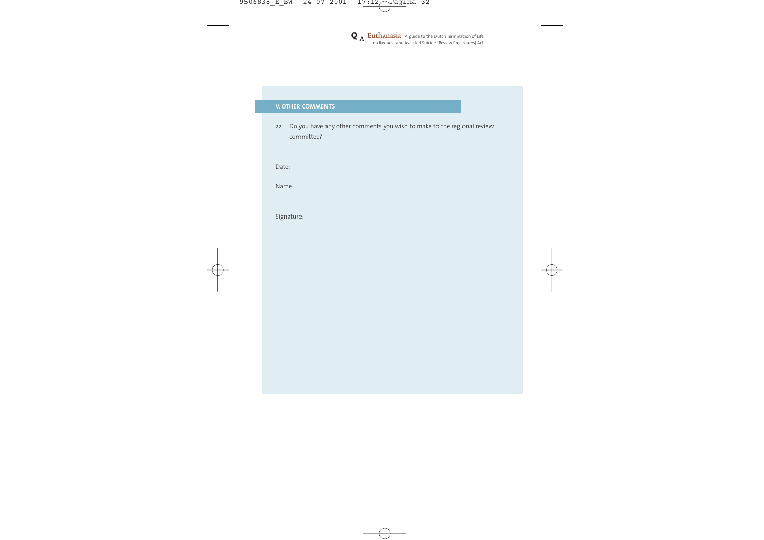## V. OTHER COMMENTS

22 Do you have any other comments you wish to make to the regional review committee?

Date:

Name:

Signature: